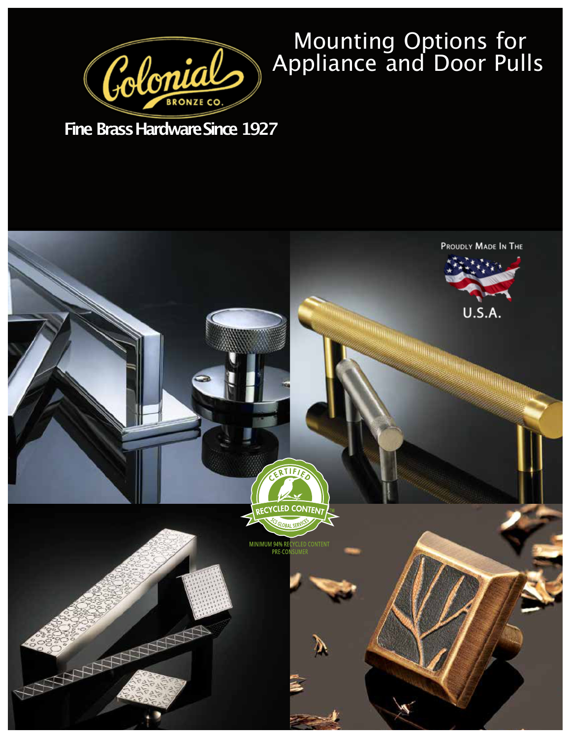# Mounting Options for Appliance and Door Pulls

Colonial Bronze Co.

**Fine Brass Hardware Since 1927**

Proudly Made In The U.S.A.

CERTIFIED RECYCLED CONTENT

SCS GLOBAL SERVICES

MINIMUM 94% RECYCLED CONTENT PRE-CONSUMER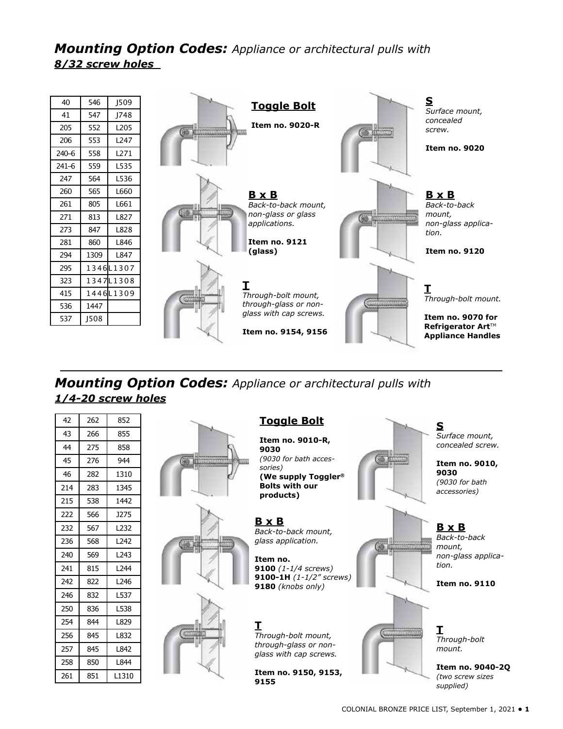## *Mounting Option Codes:* *Appliance or architectural pulls with* ***8/32 screw holes***

| | | |
|---|---|---|
| 40 | 546 | J509 |
| 41 | 547 | J748 |
| 205 | 552 | L205 |
| 206 | 553 | L247 |
| 240-6 | 558 | L271 |
| 241-6 | 559 | L535 |
| 247 | 564 | L536 |
| 260 | 565 | L660 |
| 261 | 805 | L661 |
| 271 | 813 | L827 |
| 273 | 847 | L828 |
| 281 | 860 | L846 |
| 294 | 1309 | L847 |
| 295 | 1346 | L1307 |
| 323 | 1347 | L1308 |
| 415 | 1446 | L1309 |
| 536 | 1447 | |
| 537 | J508 | |

**Toggle Bolt**

**Item no. 9020-R**

**S**
*Surface mount, concealed screw.*

**Item no. 9020**

**B x B**
*Back-to-back mount, non-glass or glass applications.*

**Item no. 9121 (glass)**

**B x B**
*Back-to-back mount, non-glass application.*

**Item no. 9120**

**T**
*Through-bolt mount, through-glass or non-glass with cap screws.*

**Item no. 9154, 9156**

**T**
*Through-bolt mount.*

**Item no. 9070 for Refrigerator Art™ Appliance Handles**

---

## *Mounting Option Codes:* *Appliance or architectural pulls with* ***1/4-20 screw holes***

| | | |
|---|---|---|
| 42 | 262 | 852 |
| 43 | 266 | 855 |
| 44 | 275 | 858 |
| 45 | 276 | 944 |
| 46 | 282 | 1310 |
| 214 | 283 | 1345 |
| 215 | 538 | 1442 |
| 222 | 566 | J275 |
| 232 | 567 | L232 |
| 236 | 568 | L242 |
| 240 | 569 | L243 |
| 241 | 815 | L244 |
| 242 | 822 | L246 |
| 246 | 832 | L537 |
| 250 | 836 | L538 |
| 254 | 844 | L829 |
| 256 | 845 | L832 |
| 257 | 845 | L842 |
| 258 | 850 | L844 |
| 261 | 851 | L1310 |

**Toggle Bolt**

**Item no. 9010-R, 9030**
*(9030 for bath accessories)*
**(We supply Toggler® Bolts with our products)**

**S**
*Surface mount, concealed screw.*

**Item no. 9010, 9030**
*(9030 for bath accessories)*

**B x B**
*Back-to-back mount, glass application.*

**Item no.**
**9100** *(1-1/4 screws)*
**9100-1H** *(1-1/2" screws)*
**9180** *(knobs only)*

**B x B**
*Back-to-back mount, non-glass application.*

**Item no. 9110**

**T**
*Through-bolt mount, through-glass or non-glass with cap screws.*

**Item no. 9150, 9153, 9155**

**T**
*Through-bolt mount.*

**Item no. 9040-2Q**
*(two screw sizes supplied)*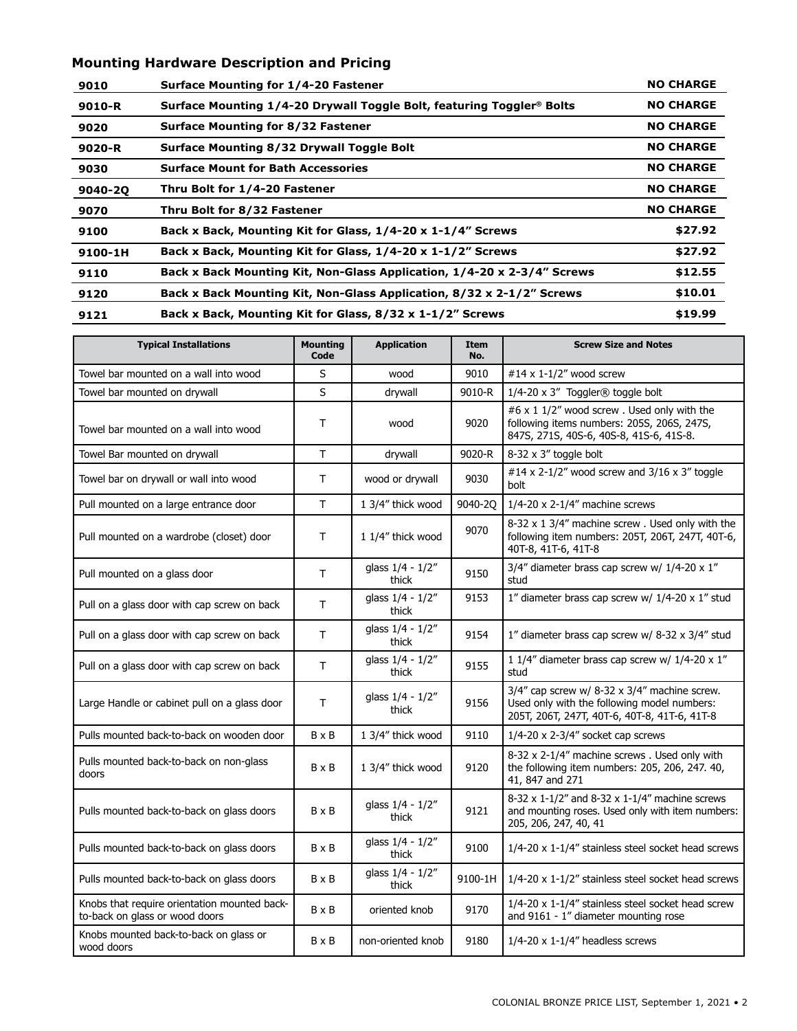## Mounting Hardware Description and Pricing

| | | |
|---|---|---|
| **9010** | **Surface Mounting for 1/4-20 Fastener** | **NO CHARGE** |
| **9010-R** | **Surface Mounting 1/4-20 Drywall Toggle Bolt, featuring Toggler® Bolts** | **NO CHARGE** |
| **9020** | **Surface Mounting for 8/32 Fastener** | **NO CHARGE** |
| **9020-R** | **Surface Mounting 8/32 Drywall Toggle Bolt** | **NO CHARGE** |
| **9030** | **Surface Mount for Bath Accessories** | **NO CHARGE** |
| **9040-2Q** | **Thru Bolt for 1/4-20 Fastener** | **NO CHARGE** |
| **9070** | **Thru Bolt for 8/32 Fastener** | **NO CHARGE** |
| **9100** | **Back x Back, Mounting Kit for Glass, 1/4-20 x 1-1/4" Screws** | **$27.92** |
| **9100-1H** | **Back x Back, Mounting Kit for Glass, 1/4-20 x 1-1/2" Screws** | **$27.92** |
| **9110** | **Back x Back Mounting Kit, Non-Glass Application, 1/4-20 x 2-3/4" Screws** | **$12.55** |
| **9120** | **Back x Back Mounting Kit, Non-Glass Application, 8/32 x 2-1/2" Screws** | **$10.01** |
| **9121** | **Back x Back, Mounting Kit for Glass, 8/32 x 1-1/2" Screws** | **$19.99** |

| Typical Installations | Mounting Code | Application | Item No. | Screw Size and Notes |
|---|---|---|---|---|
| Towel bar mounted on a wall into wood | S | wood | 9010 | #14 x 1-1/2" wood screw |
| Towel bar mounted on drywall | S | drywall | 9010-R | 1/4-20 x 3" Toggler® toggle bolt |
| Towel bar mounted on a wall into wood | T | wood | 9020 | #6 x 1 1/2" wood screw . Used only with the following items numbers: 205S, 206S, 247S, 847S, 271S, 40S-6, 40S-8, 41S-6, 41S-8. |
| Towel Bar mounted on drywall | T | drywall | 9020-R | 8-32 x 3" toggle bolt |
| Towel bar on drywall or wall into wood | T | wood or drywall | 9030 | #14 x 2-1/2" wood screw and 3/16 x 3" toggle bolt |
| Pull mounted on a large entrance door | T | 1 3/4" thick wood | 9040-2Q | 1/4-20 x 2-1/4" machine screws |
| Pull mounted on a wardrobe (closet) door | T | 1 1/4" thick wood | 9070 | 8-32 x 1 3/4" machine screw . Used only with the following item numbers: 205T, 206T, 247T, 40T-6, 40T-8, 41T-6, 41T-8 |
| Pull mounted on a glass door | T | glass 1/4 - 1/2" thick | 9150 | 3/4" diameter brass cap screw w/ 1/4-20 x 1" stud |
| Pull on a glass door with cap screw on back | T | glass 1/4 - 1/2" thick | 9153 | 1" diameter brass cap screw w/ 1/4-20 x 1" stud |
| Pull on a glass door with cap screw on back | T | glass 1/4 - 1/2" thick | 9154 | 1" diameter brass cap screw w/ 8-32 x 3/4" stud |
| Pull on a glass door with cap screw on back | T | glass 1/4 - 1/2" thick | 9155 | 1 1/4" diameter brass cap screw w/ 1/4-20 x 1" stud |
| Large Handle or cabinet pull on a glass door | T | glass 1/4 - 1/2" thick | 9156 | 3/4" cap screw w/ 8-32 x 3/4" machine screw. Used only with the following model numbers: 205T, 206T, 247T, 40T-6, 40T-8, 41T-6, 41T-8 |
| Pulls mounted back-to-back on wooden door | B x B | 1 3/4" thick wood | 9110 | 1/4-20 x 2-3/4" socket cap screws |
| Pulls mounted back-to-back on non-glass doors | B x B | 1 3/4" thick wood | 9120 | 8-32 x 2-1/4" machine screws . Used only with the following item numbers: 205, 206, 247. 40, 41, 847 and 271 |
| Pulls mounted back-to-back on glass doors | B x B | glass 1/4 - 1/2" thick | 9121 | 8-32 x 1-1/2" and 8-32 x 1-1/4" machine screws and mounting roses. Used only with item numbers: 205, 206, 247, 40, 41 |
| Pulls mounted back-to-back on glass doors | B x B | glass 1/4 - 1/2" thick | 9100 | 1/4-20 x 1-1/4" stainless steel socket head screws |
| Pulls mounted back-to-back on glass doors | B x B | glass 1/4 - 1/2" thick | 9100-1H | 1/4-20 x 1-1/2" stainless steel socket head screws |
| Knobs that require orientation mounted back-to-back on glass or wood doors | B x B | oriented knob | 9170 | 1/4-20 x 1-1/4" stainless steel socket head screw and 9161 - 1" diameter mounting rose |
| Knobs mounted back-to-back on glass or wood doors | B x B | non-oriented knob | 9180 | 1/4-20 x 1-1/4" headless screws |